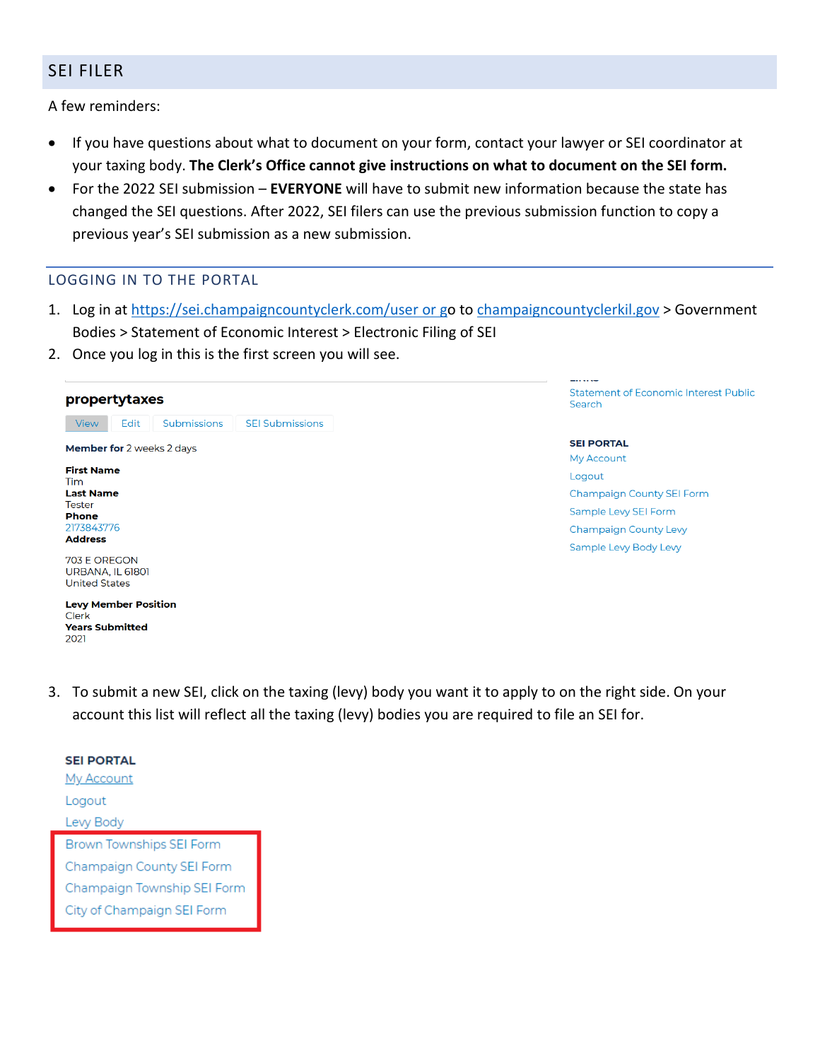## SEI FILER

A few reminders:

- If you have questions about what to document on your form, contact your lawyer or SEI coordinator at your taxing body. **The Clerk's Office cannot give instructions on what to document on the SEI form.**
- For the 2022 SEI submission – **EVERYONE** will have to submit new information because the state has changed the SEI questions. After 2022, SEI filers can use the previous submission function to copy a previous year's SEI submission as a new submission.

### LOGGING IN TO THE PORTAL

1. Log in at https://sei.champaigncountyclerk.com/user or go to champaigncountyclerkil.gov > Government Bodies > Statement of Economic Interest > Electronic Filing of SEI
2. Once you log in this is the first screen you will see.

**propertytaxes**

View | Edit | Submissions | SEI Submissions

**Member for** 2 weeks 2 days

**First Name**
Tim
**Last Name**
Tester
**Phone**
2173843776
**Address**

703 E OREGON
URBANA, IL 61801
United States

**Levy Member Position**
Clerk
**Years Submitted**
2021

Statement of Economic Interest Public Search

**SEI PORTAL**
My Account
Logout
Champaign County SEI Form
Sample Levy SEI Form
Champaign County Levy
Sample Levy Body Levy

3. To submit a new SEI, click on the taxing (levy) body you want it to apply to on the right side. On your account this list will reflect all the taxing (levy) bodies you are required to file an SEI for.

**SEI PORTAL**
My Account
Logout
Levy Body
Brown Townships SEI Form
Champaign County SEI Form
Champaign Township SEI Form
City of Champaign SEI Form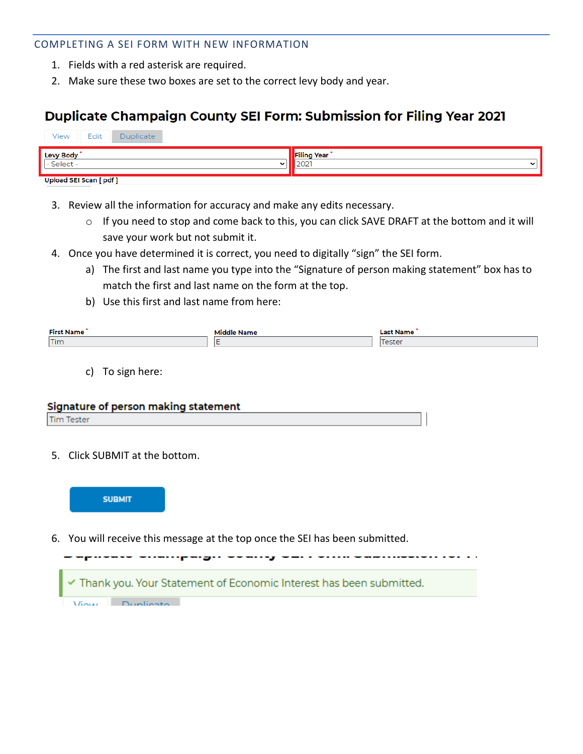## COMPLETING A SEI FORM WITH NEW INFORMATION

1. Fields with a red asterisk are required.
2. Make sure these two boxes are set to the correct levy body and year.

### Duplicate Champaign County SEI Form: Submission for Filing Year 2021

View | Edit | Duplicate

Levy Body * : - Select -

Filing Year * : 2021

Upload SEI Scan [ pdf ]

3. Review all the information for accuracy and make any edits necessary.
   - If you need to stop and come back to this, you can click SAVE DRAFT at the bottom and it will save your work but not submit it.
4. Once you have determined it is correct, you need to digitally "sign" the SEI form.
   a) The first and last name you type into the "Signature of person making statement" box has to match the first and last name on the form at the top.
   b) Use this first and last name from here:

| First Name * | Middle Name | Last Name * |
| --- | --- | --- |
| Tim | E | Tester |

   c) To sign here:

**Signature of person making statement**

Tim Tester

5. Click SUBMIT at the bottom.

SUBMIT

6. You will receive this message at the top once the SEI has been submitted.

✓ Thank you. Your Statement of Economic Interest has been submitted.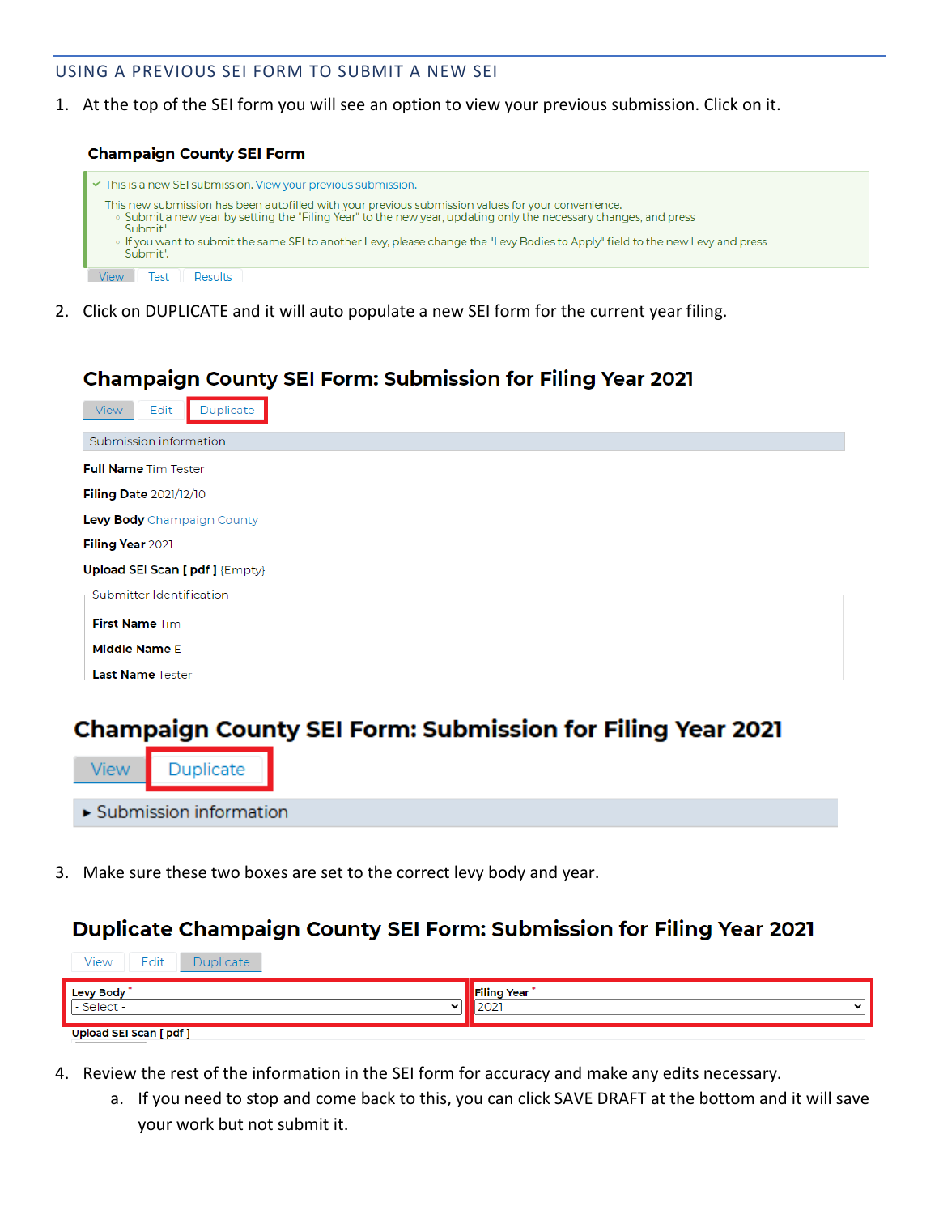## USING A PREVIOUS SEI FORM TO SUBMIT A NEW SEI

1. At the top of the SEI form you will see an option to view your previous submission. Click on it.

**Champaign County SEI Form**

✓ This is a new SEI submission. View your previous submission.

This new submission has been autofilled with your previous submission values for your convenience.
- Submit a new year by setting the "Filing Year" to the new year, updating only the necessary changes, and press Submit".
- If you want to submit the same SEI to another Levy, please change the "Levy Bodies to Apply" field to the new Levy and press Submit".

View | Test | Results

2. Click on DUPLICATE and it will auto populate a new SEI form for the current year filing.

**Champaign County SEI Form: Submission for Filing Year 2021**

View | Edit | Duplicate

Submission information

**Full Name** Tim Tester

**Filing Date** 2021/12/10

**Levy Body** Champaign County

**Filing Year** 2021

**Upload SEI Scan [ pdf ]** {Empty}

Submitter Identification

**First Name** Tim

**Middle Name** E

**Last Name** Tester

**Champaign County SEI Form: Submission for Filing Year 2021**

View | Duplicate

▸ Submission information

3. Make sure these two boxes are set to the correct levy body and year.

**Duplicate Champaign County SEI Form: Submission for Filing Year 2021**

View | Edit | Duplicate

**Levy Body** * - Select -

**Filing Year** * 2021

**Upload SEI Scan [ pdf ]**

4. Review the rest of the information in the SEI form for accuracy and make any edits necessary.
   a. If you need to stop and come back to this, you can click SAVE DRAFT at the bottom and it will save your work but not submit it.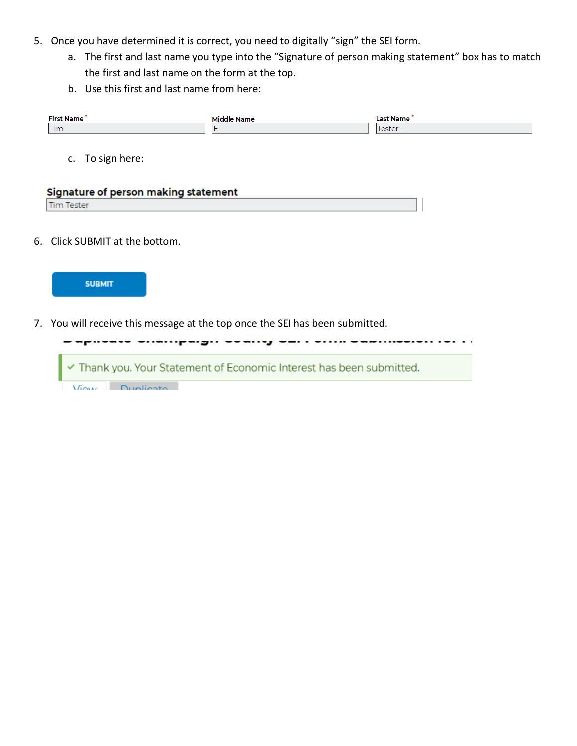5. Once you have determined it is correct, you need to digitally "sign" the SEI form.
   a. The first and last name you type into the "Signature of person making statement" box has to match the first and last name on the form at the top.
   b. Use this first and last name from here:

| First Name * | Middle Name | Last Name * |
| --- | --- | --- |
| Tim | E | Tester |

   c. To sign here:

**Signature of person making statement**

Tim Tester

6. Click SUBMIT at the bottom.

SUBMIT

7. You will receive this message at the top once the SEI has been submitted.

✓ Thank you. Your Statement of Economic Interest has been submitted.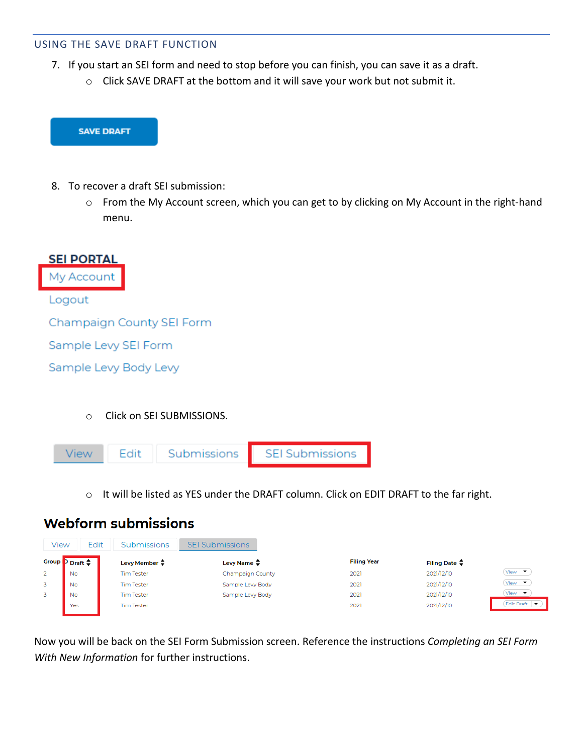## USING THE SAVE DRAFT FUNCTION

7. If you start an SEI form and need to stop before you can finish, you can save it as a draft.
   - Click SAVE DRAFT at the bottom and it will save your work but not submit it.

SAVE DRAFT

8. To recover a draft SEI submission:
   - From the My Account screen, which you can get to by clicking on My Account in the right-hand menu.

**SEI PORTAL**

My Account

Logout

Champaign County SEI Form

Sample Levy SEI Form

Sample Levy Body Levy

   - Click on SEI SUBMISSIONS.

View | Edit | Submissions | SEI Submissions

   - It will be listed as YES under the DRAFT column. Click on EDIT DRAFT to the far right.

**Webform submissions**

View | Edit | Submissions | SEI Submissions

| Group ID | Draft | Levy Member | Levy Name | Filing Year | Filing Date | |
|---|---|---|---|---|---|---|
| 2 | No | Tim Tester | Champaign County | 2021 | 2021/12/10 | View |
| 3 | No | Tim Tester | Sample Levy Body | 2021 | 2021/12/10 | View |
| 3 | No | Tim Tester | Sample Levy Body | 2021 | 2021/12/10 | View |
| | Yes | Tim Tester | | 2021 | 2021/12/10 | Edit Draft |

Now you will be back on the SEI Form Submission screen. Reference the instructions *Completing an SEI Form With New Information* for further instructions.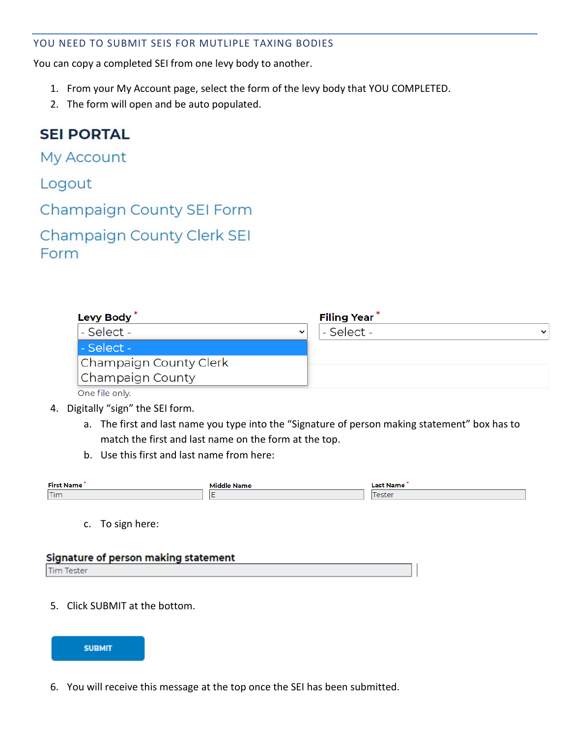## YOU NEED TO SUBMIT SEIS FOR MUTLIPLE TAXING BODIES

You can copy a completed SEI from one levy body to another.

1. From your My Account page, select the form of the levy body that YOU COMPLETED.
2. The form will open and be auto populated.

**SEI PORTAL**

My Account

Logout

Champaign County SEI Form

Champaign County Clerk SEI Form

**Levy Body** *

- Select -
- Champaign County Clerk
- Champaign County

**Filing Year** *

- Select -

One file only.

4. Digitally "sign" the SEI form.
   a. The first and last name you type into the "Signature of person making statement" box has to match the first and last name on the form at the top.
   b. Use this first and last name from here:

| First Name * | Middle Name | Last Name * |
| --- | --- | --- |
| Tim | E | Tester |

   c. To sign here:

**Signature of person making statement**

Tim Tester

5. Click SUBMIT at the bottom.

SUBMIT

6. You will receive this message at the top once the SEI has been submitted.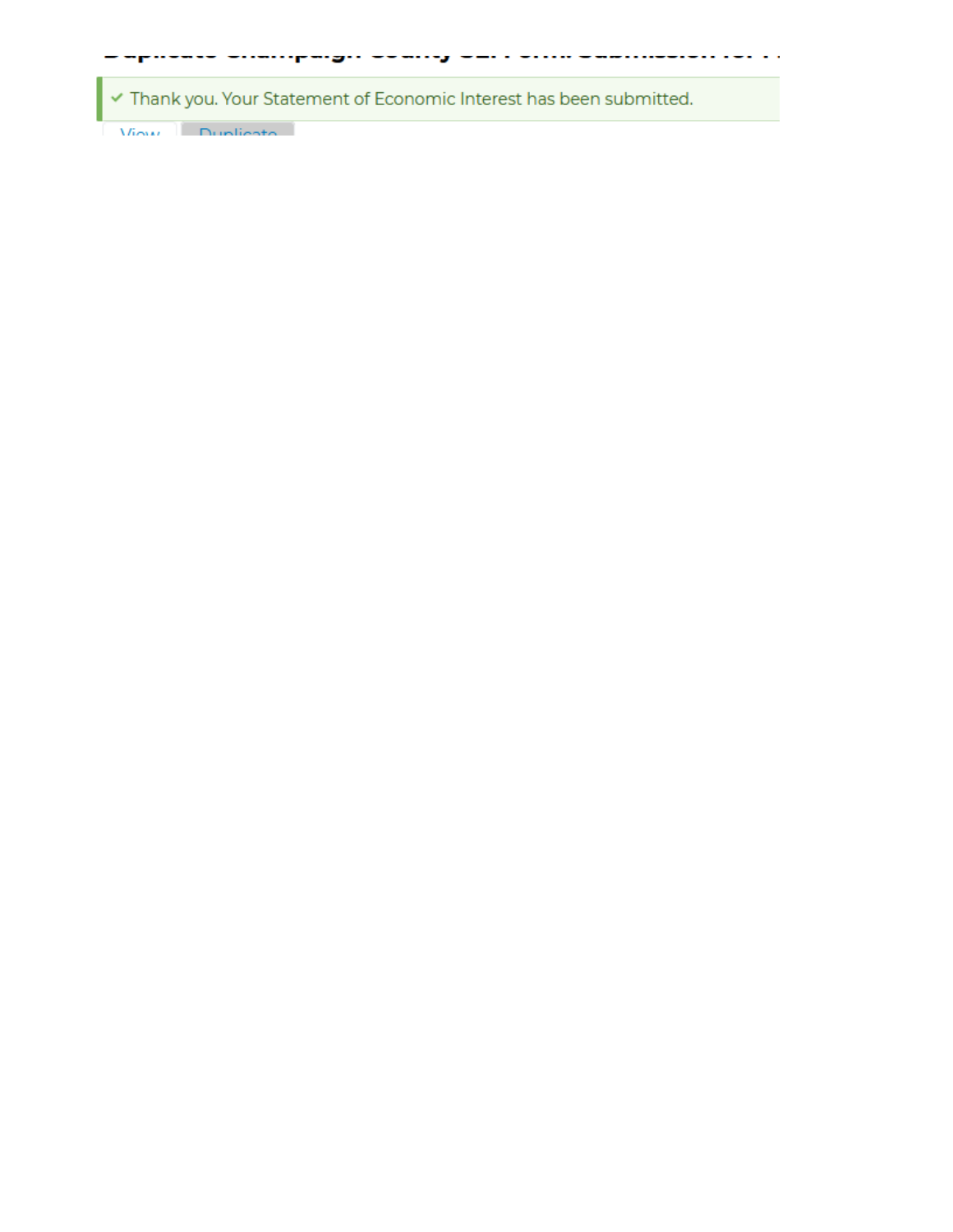Duplicate Champaign County SEI Form Submission for ...

✓ Thank you. Your Statement of Economic Interest has been submitted.

View Duplicate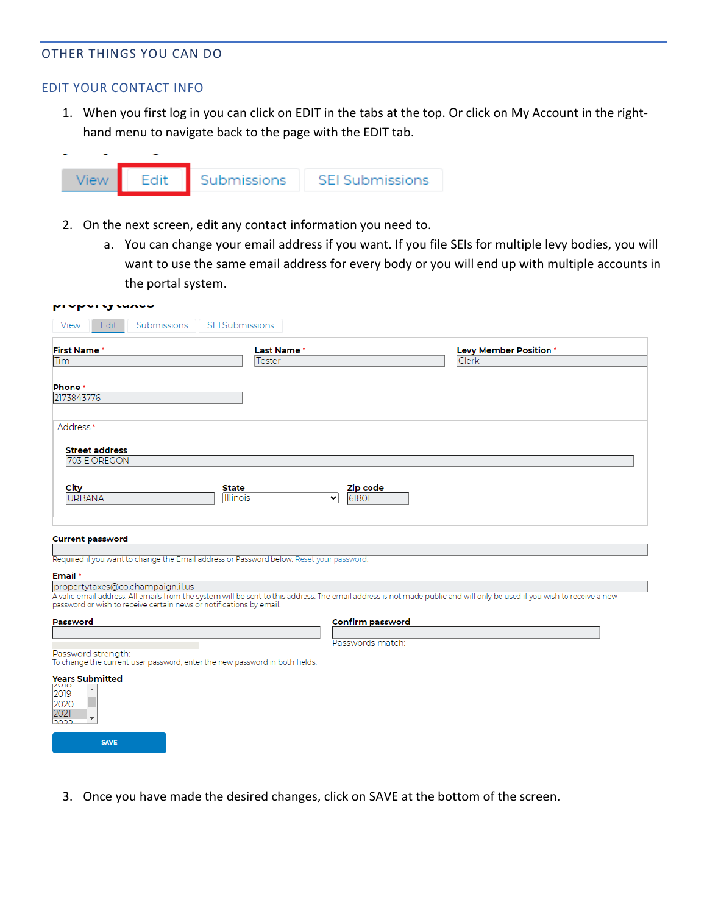## OTHER THINGS YOU CAN DO

### EDIT YOUR CONTACT INFO

1. When you first log in you can click on EDIT in the tabs at the top. Or click on My Account in the right-hand menu to navigate back to the page with the EDIT tab.

View | Edit | Submissions | SEI Submissions

2. On the next screen, edit any contact information you need to.
   a. You can change your email address if you want. If you file SEIs for multiple levy bodies, you will want to use the same email address for every body or you will end up with multiple accounts in the portal system.

View | Edit | Submissions | SEI Submissions

**First Name** * Tim
**Last Name** * Tester
**Levy Member Position** * Clerk

**Phone** * 2173843776

Address *

**Street address** 703 E OREGON

**City** URBANA
**State** Illinois
**Zip code** 61801

**Current password**

Required if you want to change the Email address or Password below. Reset your password.

**Email** * propertytaxes@co.champaign.il.us

A valid email address. All emails from the system will be sent to this address. The email address is not made public and will only be used if you wish to receive a new password or wish to receive certain news or notifications by email.

**Password**
**Confirm password**

Password strength:
Passwords match:

To change the current user password, enter the new password in both fields.

**Years Submitted**
2019
2020
2021

SAVE

3. Once you have made the desired changes, click on SAVE at the bottom of the screen.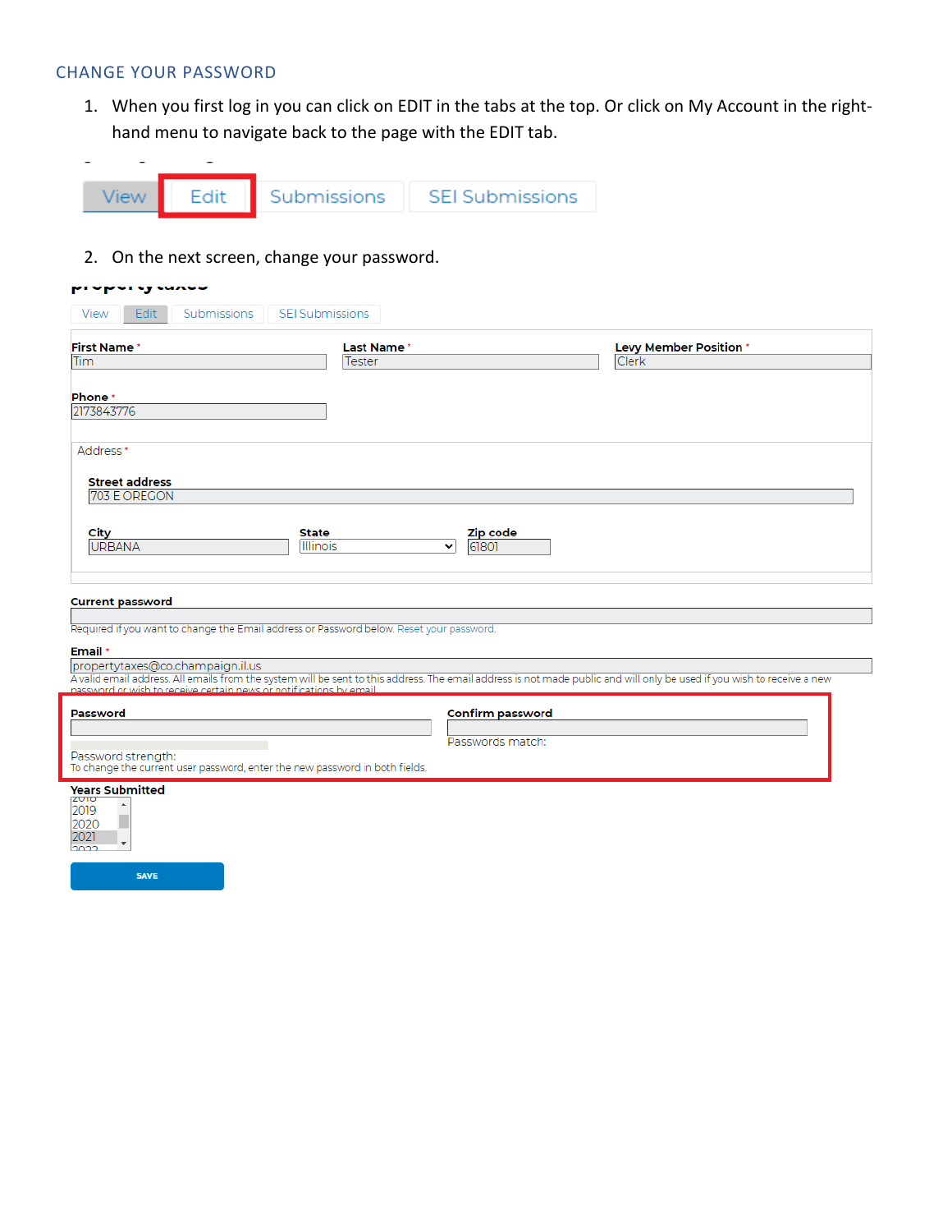## CHANGE YOUR PASSWORD

1. When you first log in you can click on EDIT in the tabs at the top. Or click on My Account in the right-hand menu to navigate back to the page with the EDIT tab.

View | Edit | Submissions | SEI Submissions

2. On the next screen, change your password.

View | Edit | Submissions | SEI Submissions

**First Name** * Tim

**Last Name** * Tester

**Levy Member Position** * Clerk

**Phone** * 2173843776

Address *

**Street address** 703 E OREGON

**City** URBANA

**State** Illinois

**Zip code** 61801

**Current password**

Required if you want to change the Email address or Password below. Reset your password.

**Email** * propertytaxes@co.champaign.il.us

A valid email address. All emails from the system will be sent to this address. The email address is not made public and will only be used if you wish to receive a new password or wish to receive certain news or notifications by email.

**Password**

Password strength:

To change the current user password, enter the new password in both fields.

**Confirm password**

Passwords match:

**Years Submitted**

2018
2019
2020
2021
2022

SAVE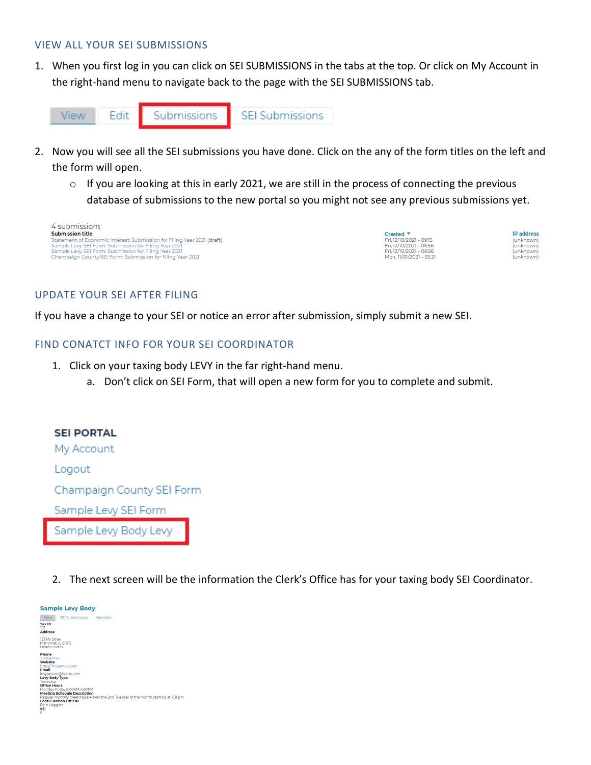## VIEW ALL YOUR SEI SUBMISSIONS

1. When you first log in you can click on SEI SUBMISSIONS in the tabs at the top. Or click on My Account in the right-hand menu to navigate back to the page with the SEI SUBMISSIONS tab.

View | Edit | Submissions | SEI Submissions

2. Now you will see all the SEI submissions you have done. Click on the any of the form titles on the left and the form will open.
   - If you are looking at this in early 2021, we are still in the process of connecting the previous database of submissions to the new portal so you might not see any previous submissions yet.

4 submissions

| Submission title | Created | IP address |
|---|---|---|
| Statement of Economic Interest: Submission for Filing Year 2021 (draft) | Fri, 12/10/2021 - 09:15 | (unknown) |
| Sample Levy SEI Form: Submission for Filing Year 2021 | Fri, 12/10/2021 - 08:56 | (unknown) |
| Sample Levy SEI Form: Submission for Filing Year 2021 | Fri, 12/10/2021 - 08:56 | (unknown) |
| Champaign County SEI Form: Submission for Filing Year 2021 | Mon, 11/01/2021 - 03:21 | (unknown) |

## UPDATE YOUR SEI AFTER FILING

If you have a change to your SEI or notice an error after submission, simply submit a new SEI.

## FIND CONATCT INFO FOR YOUR SEI COORDINATOR

1. Click on your taxing body LEVY in the far right-hand menu.
   a. Don't click on SEI Form, that will open a new form for you to complete and submit.

**SEI PORTAL**
My Account
Logout
Champaign County SEI Form
Sample Levy SEI Form
Sample Levy Body Levy

2. The next screen will be the information the Clerk's Office has for your taxing body SEI Coordinator.

**Sample Levy Body**

View | SEI Submissions | Members

**Tax ID**
123
**Address**
123 My Stree
Mahomet, IL 61872
United States
**Phone**
2173843776
**Website**
https://mysample.com
**Email**
levyperson@home.com
**Levy Body Type**
Township
**Office Hours**
Monday-Friday 8:00AM-4:30PM
**Meeting Schedule Description**
Regular monthly meetings are held the 2nd Tuesday of the month starting at 7:30pm
**Local Election Official**
Fern Haggart
**SEI**
0